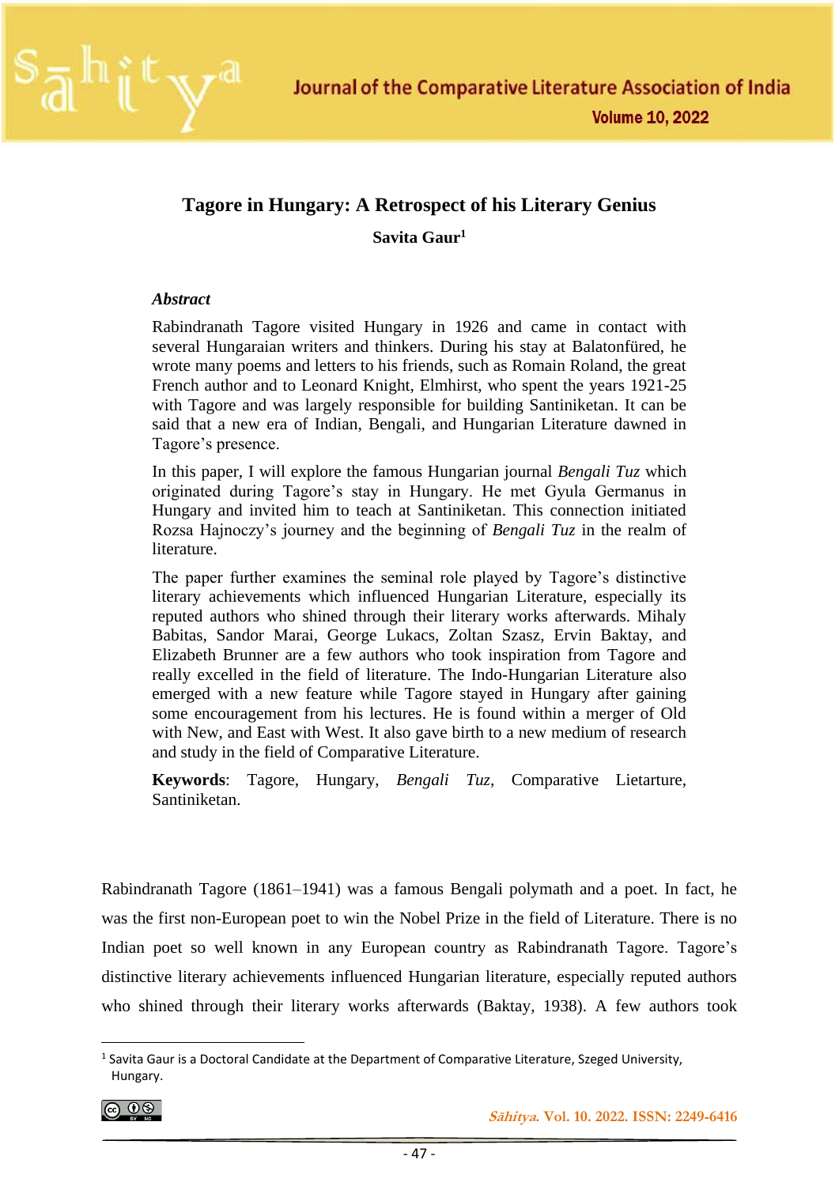# Tagore in Hungary: A Retrospect of his Literary Genius

**Savita Gaur**[1]

***Abstract***

Rabindranath Tagore visited Hungary in 1926 and came in contact with several Hungaraian writers and thinkers. During his stay at Balatonfüred, he wrote many poems and letters to his friends, such as Romain Roland, the great French author and to Leonard Knight, Elmhirst, who spent the years 1921-25 with Tagore and was largely responsible for building Santiniketan. It can be said that a new era of Indian, Bengali, and Hungarian Literature dawned in Tagore's presence.

In this paper, I will explore the famous Hungarian journal *Bengali Tuz* which originated during Tagore's stay in Hungary. He met Gyula Germanus in Hungary and invited him to teach at Santiniketan. This connection initiated Rozsa Hajnoczy's journey and the beginning of *Bengali Tuz* in the realm of literature.

The paper further examines the seminal role played by Tagore's distinctive literary achievements which influenced Hungarian Literature, especially its reputed authors who shined through their literary works afterwards. Mihaly Babitas, Sandor Marai, George Lukacs, Zoltan Szasz, Ervin Baktay, and Elizabeth Brunner are a few authors who took inspiration from Tagore and really excelled in the field of literature. The Indo-Hungarian Literature also emerged with a new feature while Tagore stayed in Hungary after gaining some encouragement from his lectures. He is found within a merger of Old with New, and East with West. It also gave birth to a new medium of research and study in the field of Comparative Literature.

**Keywords**: Tagore, Hungary, *Bengali Tuz*, Comparative Lietarture, Santiniketan.

Rabindranath Tagore (1861–1941) was a famous Bengali polymath and a poet. In fact, he was the first non-European poet to win the Nobel Prize in the field of Literature. There is no Indian poet so well known in any European country as Rabindranath Tagore. Tagore's distinctive literary achievements influenced Hungarian literature, especially reputed authors who shined through their literary works afterwards (Baktay, 1938). A few authors took

---

[1] Savita Gaur is a Doctoral Candidate at the Department of Comparative Literature, Szeged University, Hungary.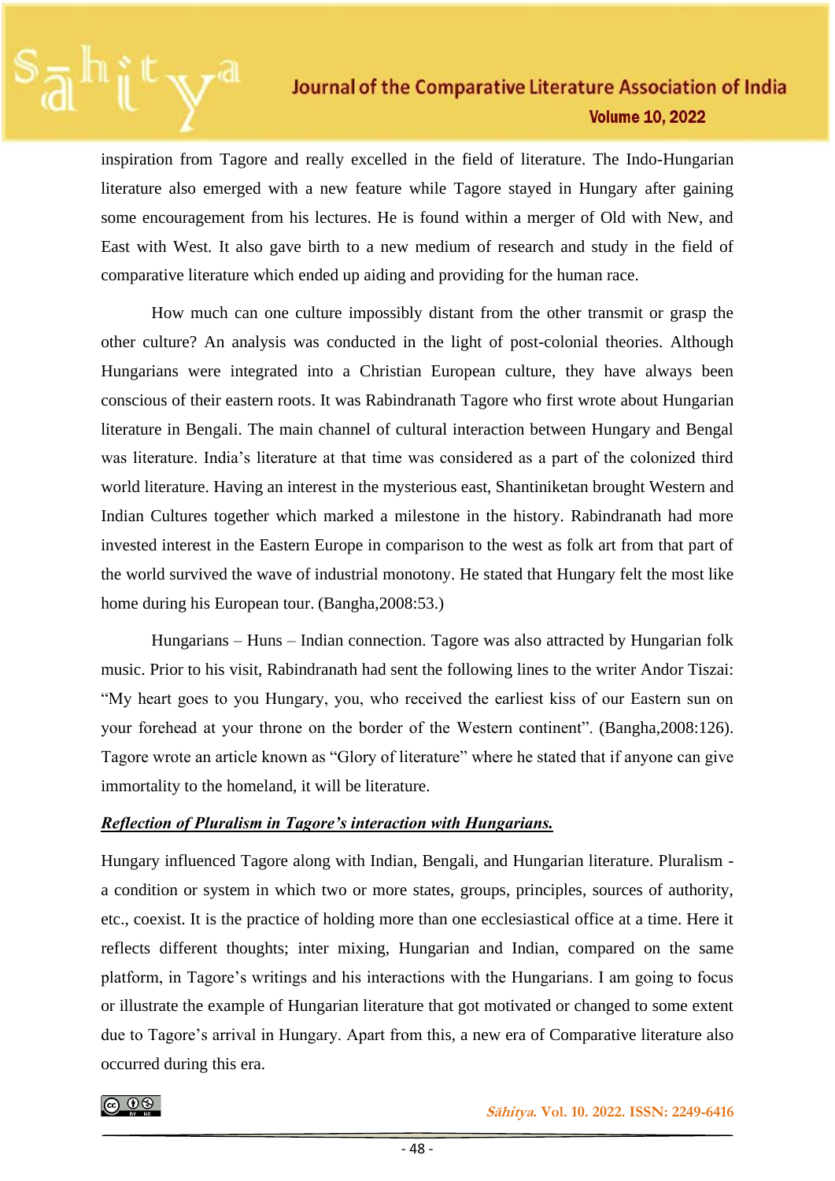inspiration from Tagore and really excelled in the field of literature. The Indo-Hungarian literature also emerged with a new feature while Tagore stayed in Hungary after gaining some encouragement from his lectures. He is found within a merger of Old with New, and East with West. It also gave birth to a new medium of research and study in the field of comparative literature which ended up aiding and providing for the human race.

How much can one culture impossibly distant from the other transmit or grasp the other culture? An analysis was conducted in the light of post-colonial theories. Although Hungarians were integrated into a Christian European culture, they have always been conscious of their eastern roots. It was Rabindranath Tagore who first wrote about Hungarian literature in Bengali. The main channel of cultural interaction between Hungary and Bengal was literature. India's literature at that time was considered as a part of the colonized third world literature. Having an interest in the mysterious east, Shantiniketan brought Western and Indian Cultures together which marked a milestone in the history. Rabindranath had more invested interest in the Eastern Europe in comparison to the west as folk art from that part of the world survived the wave of industrial monotony. He stated that Hungary felt the most like home during his European tour. (Bangha,2008:53.)

Hungarians – Huns – Indian connection. Tagore was also attracted by Hungarian folk music. Prior to his visit, Rabindranath had sent the following lines to the writer Andor Tiszai: "My heart goes to you Hungary, you, who received the earliest kiss of our Eastern sun on your forehead at your throne on the border of the Western continent". (Bangha,2008:126). Tagore wrote an article known as "Glory of literature" where he stated that if anyone can give immortality to the homeland, it will be literature.

***Reflection of Pluralism in Tagore's interaction with Hungarians.***

Hungary influenced Tagore along with Indian, Bengali, and Hungarian literature. Pluralism - a condition or system in which two or more states, groups, principles, sources of authority, etc., coexist. It is the practice of holding more than one ecclesiastical office at a time. Here it reflects different thoughts; inter mixing, Hungarian and Indian, compared on the same platform, in Tagore's writings and his interactions with the Hungarians. I am going to focus or illustrate the example of Hungarian literature that got motivated or changed to some extent due to Tagore's arrival in Hungary. Apart from this, a new era of Comparative literature also occurred during this era.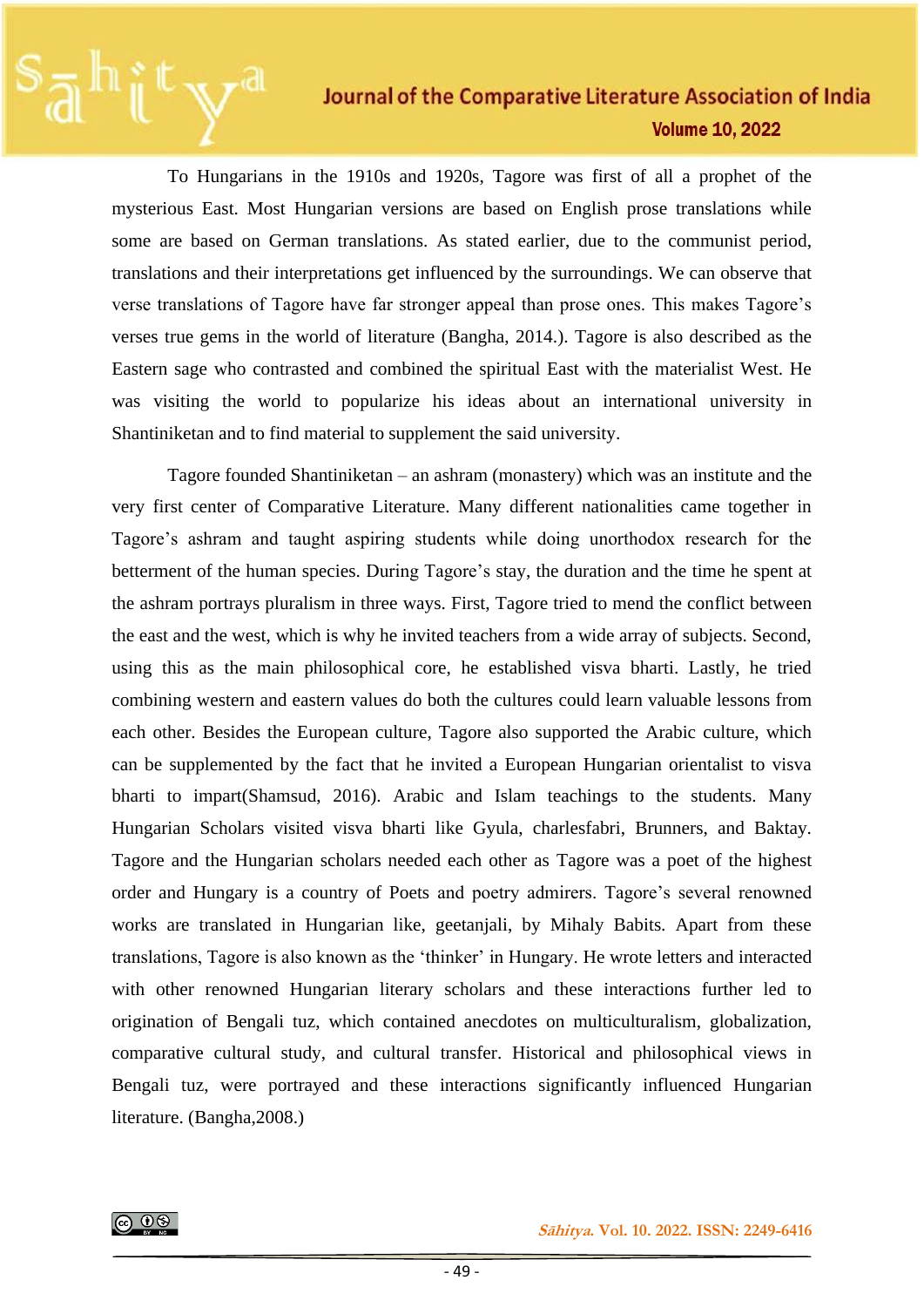To Hungarians in the 1910s and 1920s, Tagore was first of all a prophet of the mysterious East. Most Hungarian versions are based on English prose translations while some are based on German translations. As stated earlier, due to the communist period, translations and their interpretations get influenced by the surroundings. We can observe that verse translations of Tagore have far stronger appeal than prose ones. This makes Tagore's verses true gems in the world of literature (Bangha, 2014.). Tagore is also described as the Eastern sage who contrasted and combined the spiritual East with the materialist West. He was visiting the world to popularize his ideas about an international university in Shantiniketan and to find material to supplement the said university.

Tagore founded Shantiniketan – an ashram (monastery) which was an institute and the very first center of Comparative Literature. Many different nationalities came together in Tagore's ashram and taught aspiring students while doing unorthodox research for the betterment of the human species. During Tagore's stay, the duration and the time he spent at the ashram portrays pluralism in three ways. First, Tagore tried to mend the conflict between the east and the west, which is why he invited teachers from a wide array of subjects. Second, using this as the main philosophical core, he established visva bharti. Lastly, he tried combining western and eastern values do both the cultures could learn valuable lessons from each other. Besides the European culture, Tagore also supported the Arabic culture, which can be supplemented by the fact that he invited a European Hungarian orientalist to visva bharti to impart(Shamsud, 2016). Arabic and Islam teachings to the students. Many Hungarian Scholars visited visva bharti like Gyula, charlesfabri, Brunners, and Baktay. Tagore and the Hungarian scholars needed each other as Tagore was a poet of the highest order and Hungary is a country of Poets and poetry admirers. Tagore's several renowned works are translated in Hungarian like, geetanjali, by Mihaly Babits. Apart from these translations, Tagore is also known as the 'thinker' in Hungary. He wrote letters and interacted with other renowned Hungarian literary scholars and these interactions further led to origination of Bengali tuz, which contained anecdotes on multiculturalism, globalization, comparative cultural study, and cultural transfer. Historical and philosophical views in Bengali tuz, were portrayed and these interactions significantly influenced Hungarian literature. (Bangha,2008.)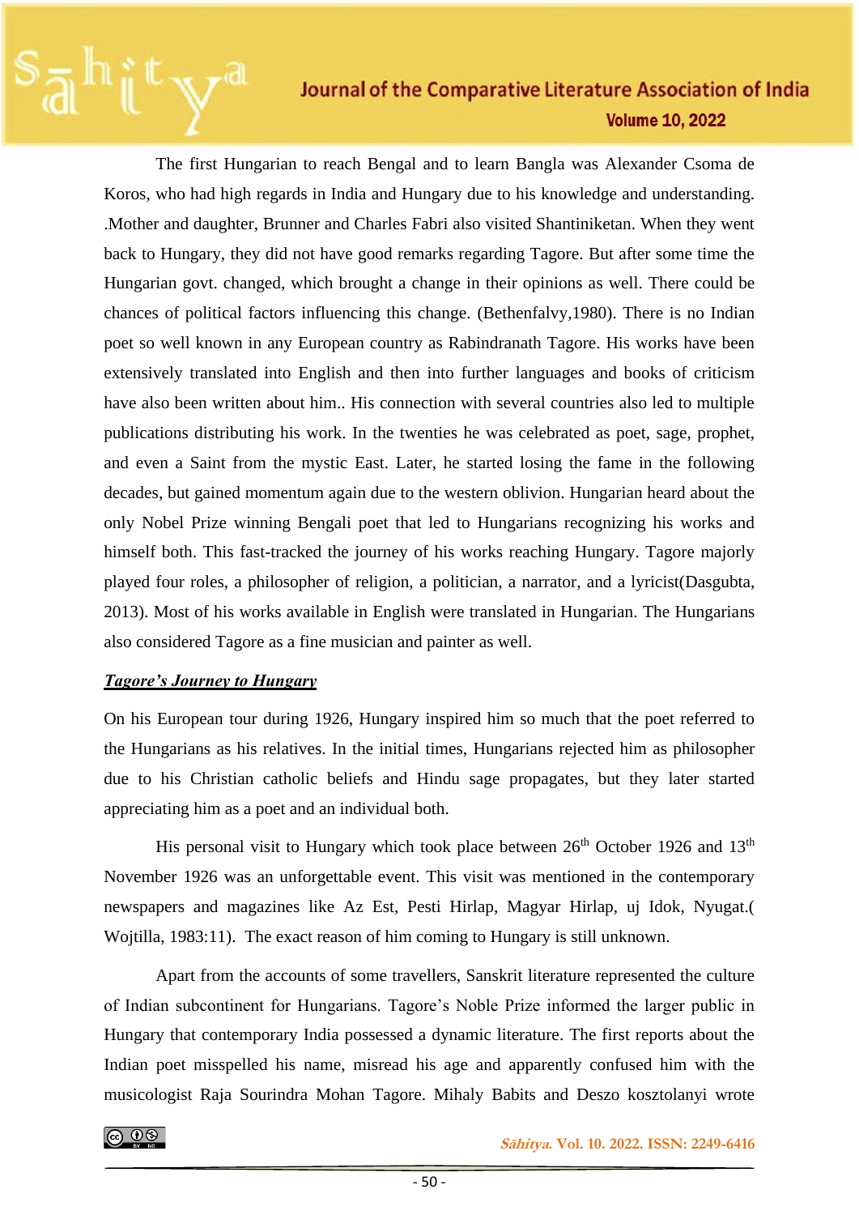The first Hungarian to reach Bengal and to learn Bangla was Alexander Csoma de Koros, who had high regards in India and Hungary due to his knowledge and understanding. .Mother and daughter, Brunner and Charles Fabri also visited Shantiniketan. When they went back to Hungary, they did not have good remarks regarding Tagore. But after some time the Hungarian govt. changed, which brought a change in their opinions as well. There could be chances of political factors influencing this change. (Bethenfalvy,1980). There is no Indian poet so well known in any European country as Rabindranath Tagore. His works have been extensively translated into English and then into further languages and books of criticism have also been written about him.. His connection with several countries also led to multiple publications distributing his work. In the twenties he was celebrated as poet, sage, prophet, and even a Saint from the mystic East. Later, he started losing the fame in the following decades, but gained momentum again due to the western oblivion. Hungarian heard about the only Nobel Prize winning Bengali poet that led to Hungarians recognizing his works and himself both. This fast-tracked the journey of his works reaching Hungary. Tagore majorly played four roles, a philosopher of religion, a politician, a narrator, and a lyricist(Dasgubta, 2013). Most of his works available in English were translated in Hungarian. The Hungarians also considered Tagore as a fine musician and painter as well.

***Tagore's Journey to Hungary***

On his European tour during 1926, Hungary inspired him so much that the poet referred to the Hungarians as his relatives. In the initial times, Hungarians rejected him as philosopher due to his Christian catholic beliefs and Hindu sage propagates, but they later started appreciating him as a poet and an individual both.

His personal visit to Hungary which took place between 26th October 1926 and 13th November 1926 was an unforgettable event. This visit was mentioned in the contemporary newspapers and magazines like Az Est, Pesti Hirlap, Magyar Hirlap, uj Idok, Nyugat.( Wojtilla, 1983:11). The exact reason of him coming to Hungary is still unknown.

Apart from the accounts of some travellers, Sanskrit literature represented the culture of Indian subcontinent for Hungarians. Tagore's Noble Prize informed the larger public in Hungary that contemporary India possessed a dynamic literature. The first reports about the Indian poet misspelled his name, misread his age and apparently confused him with the musicologist Raja Sourindra Mohan Tagore. Mihaly Babits and Deszo kosztolanyi wrote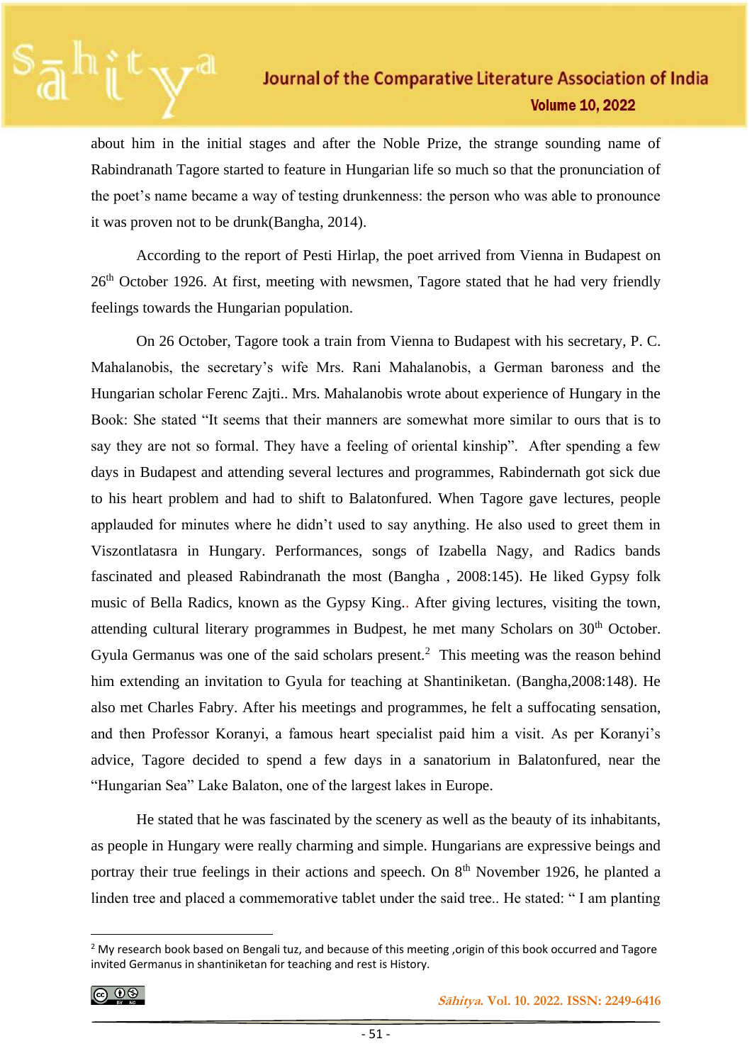about him in the initial stages and after the Noble Prize, the strange sounding name of Rabindranath Tagore started to feature in Hungarian life so much so that the pronunciation of the poet's name became a way of testing drunkenness: the person who was able to pronounce it was proven not to be drunk(Bangha, 2014).

According to the report of Pesti Hirlap, the poet arrived from Vienna in Budapest on 26th October 1926. At first, meeting with newsmen, Tagore stated that he had very friendly feelings towards the Hungarian population.

On 26 October, Tagore took a train from Vienna to Budapest with his secretary, P. C. Mahalanobis, the secretary's wife Mrs. Rani Mahalanobis, a German baroness and the Hungarian scholar Ferenc Zajti.. Mrs. Mahalanobis wrote about experience of Hungary in the Book: She stated "It seems that their manners are somewhat more similar to ours that is to say they are not so formal. They have a feeling of oriental kinship". After spending a few days in Budapest and attending several lectures and programmes, Rabindernath got sick due to his heart problem and had to shift to Balatonfured. When Tagore gave lectures, people applauded for minutes where he didn't used to say anything. He also used to greet them in Viszontlatasra in Hungary. Performances, songs of Izabella Nagy, and Radics bands fascinated and pleased Rabindranath the most (Bangha , 2008:145). He liked Gypsy folk music of Bella Radics, known as the Gypsy King.. After giving lectures, visiting the town, attending cultural literary programmes in Budpest, he met many Scholars on 30th October. Gyula Germanus was one of the said scholars present.[2] This meeting was the reason behind him extending an invitation to Gyula for teaching at Shantiniketan. (Bangha,2008:148). He also met Charles Fabry. After his meetings and programmes, he felt a suffocating sensation, and then Professor Koranyi, a famous heart specialist paid him a visit. As per Koranyi's advice, Tagore decided to spend a few days in a sanatorium in Balatonfured, near the "Hungarian Sea" Lake Balaton, one of the largest lakes in Europe.

He stated that he was fascinated by the scenery as well as the beauty of its inhabitants, as people in Hungary were really charming and simple. Hungarians are expressive beings and portray their true feelings in their actions and speech. On 8th November 1926, he planted a linden tree and placed a commemorative tablet under the said tree.. He stated: " I am planting

---

[2] My research book based on Bengali tuz, and because of this meeting ,origin of this book occurred and Tagore invited Germanus in shantiniketan for teaching and rest is History.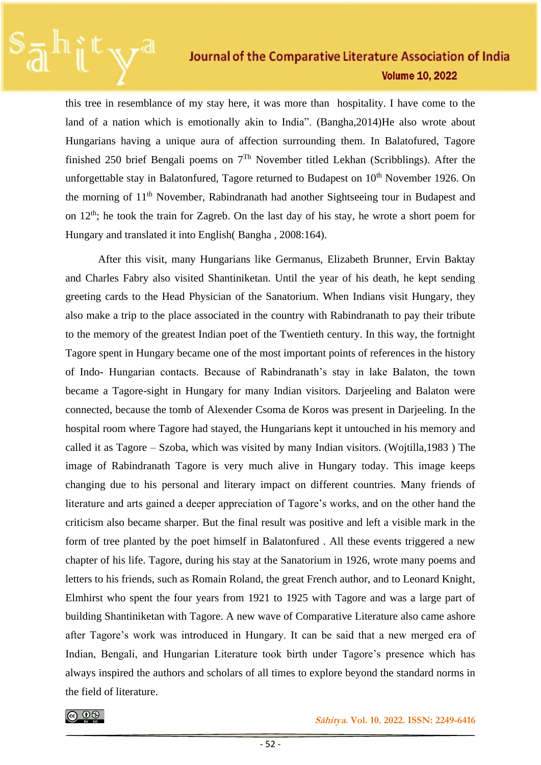this tree in resemblance of my stay here, it was more than hospitality. I have come to the land of a nation which is emotionally akin to India". (Bangha,2014)He also wrote about Hungarians having a unique aura of affection surrounding them. In Balatofured, Tagore finished 250 brief Bengali poems on 7[Th] November titled Lekhan (Scribblings). After the unforgettable stay in Balatonfured, Tagore returned to Budapest on 10[th] November 1926. On the morning of 11[th] November, Rabindranath had another Sightseeing tour in Budapest and on 12[th]; he took the train for Zagreb. On the last day of his stay, he wrote a short poem for Hungary and translated it into English( Bangha , 2008:164).

After this visit, many Hungarians like Germanus, Elizabeth Brunner, Ervin Baktay and Charles Fabry also visited Shantiniketan. Until the year of his death, he kept sending greeting cards to the Head Physician of the Sanatorium. When Indians visit Hungary, they also make a trip to the place associated in the country with Rabindranath to pay their tribute to the memory of the greatest Indian poet of the Twentieth century. In this way, the fortnight Tagore spent in Hungary became one of the most important points of references in the history of Indo- Hungarian contacts. Because of Rabindranath's stay in lake Balaton, the town became a Tagore-sight in Hungary for many Indian visitors. Darjeeling and Balaton were connected, because the tomb of Alexender Csoma de Koros was present in Darjeeling. In the hospital room where Tagore had stayed, the Hungarians kept it untouched in his memory and called it as Tagore – Szoba, which was visited by many Indian visitors. (Wojtilla,1983 ) The image of Rabindranath Tagore is very much alive in Hungary today. This image keeps changing due to his personal and literary impact on different countries. Many friends of literature and arts gained a deeper appreciation of Tagore's works, and on the other hand the criticism also became sharper. But the final result was positive and left a visible mark in the form of tree planted by the poet himself in Balatonfured . All these events triggered a new chapter of his life. Tagore, during his stay at the Sanatorium in 1926, wrote many poems and letters to his friends, such as Romain Roland, the great French author, and to Leonard Knight, Elmhirst who spent the four years from 1921 to 1925 with Tagore and was a large part of building Shantiniketan with Tagore. A new wave of Comparative Literature also came ashore after Tagore's work was introduced in Hungary. It can be said that a new merged era of Indian, Bengali, and Hungarian Literature took birth under Tagore's presence which has always inspired the authors and scholars of all times to explore beyond the standard norms in the field of literature.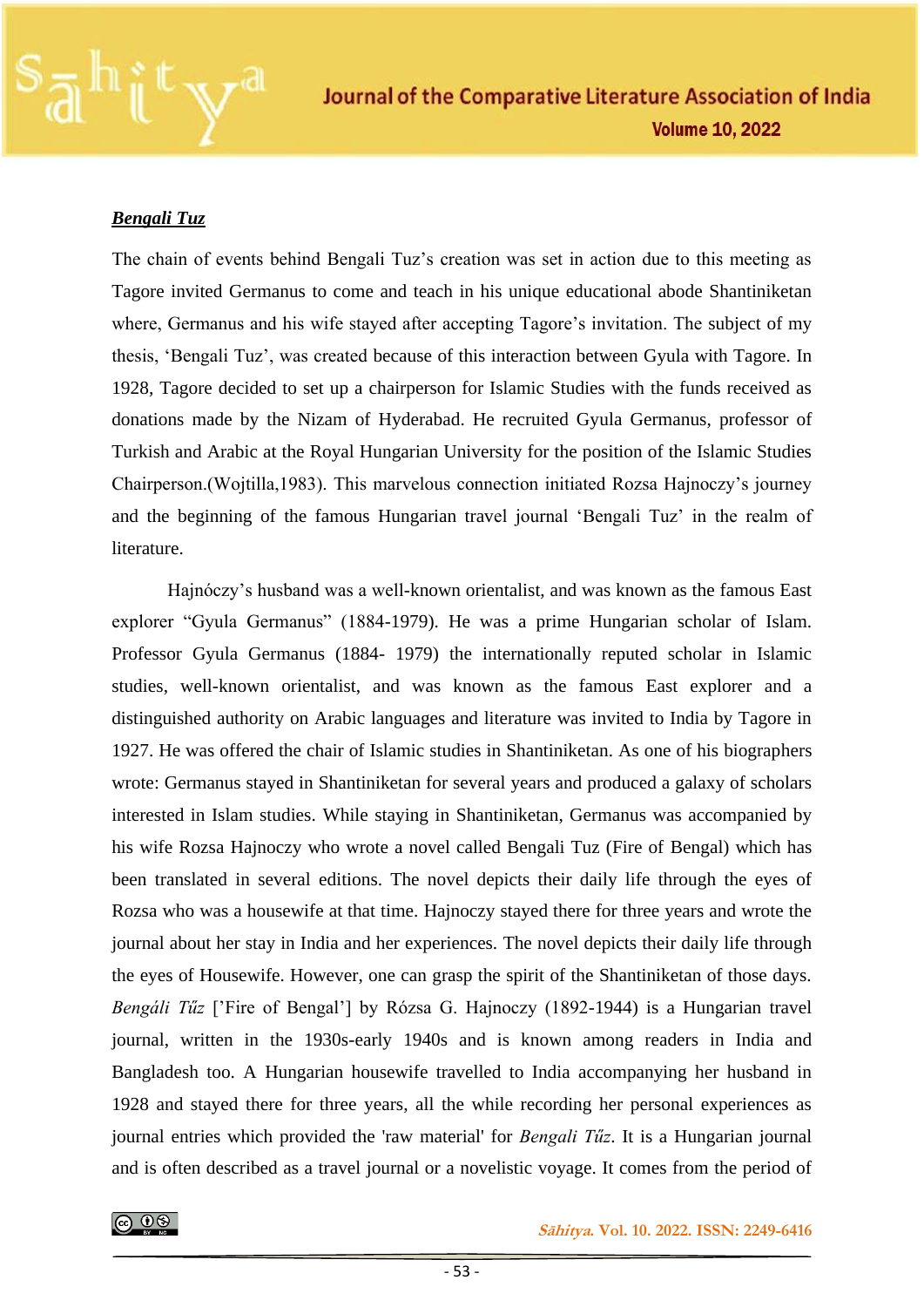***Bengali Tuz***

The chain of events behind Bengali Tuz's creation was set in action due to this meeting as Tagore invited Germanus to come and teach in his unique educational abode Shantiniketan where, Germanus and his wife stayed after accepting Tagore's invitation. The subject of my thesis, 'Bengali Tuz', was created because of this interaction between Gyula with Tagore. In 1928, Tagore decided to set up a chairperson for Islamic Studies with the funds received as donations made by the Nizam of Hyderabad. He recruited Gyula Germanus, professor of Turkish and Arabic at the Royal Hungarian University for the position of the Islamic Studies Chairperson.(Wojtilla,1983). This marvelous connection initiated Rozsa Hajnoczy's journey and the beginning of the famous Hungarian travel journal 'Bengali Tuz' in the realm of literature.

Hajnóczy's husband was a well-known orientalist, and was known as the famous East explorer "Gyula Germanus" (1884-1979). He was a prime Hungarian scholar of Islam. Professor Gyula Germanus (1884- 1979) the internationally reputed scholar in Islamic studies, well-known orientalist, and was known as the famous East explorer and a distinguished authority on Arabic languages and literature was invited to India by Tagore in 1927. He was offered the chair of Islamic studies in Shantiniketan. As one of his biographers wrote: Germanus stayed in Shantiniketan for several years and produced a galaxy of scholars interested in Islam studies. While staying in Shantiniketan, Germanus was accompanied by his wife Rozsa Hajnoczy who wrote a novel called Bengali Tuz (Fire of Bengal) which has been translated in several editions. The novel depicts their daily life through the eyes of Rozsa who was a housewife at that time. Hajnoczy stayed there for three years and wrote the journal about her stay in India and her experiences. The novel depicts their daily life through the eyes of Housewife. However, one can grasp the spirit of the Shantiniketan of those days. *Bengáli Tűz* ['Fire of Bengal'] by Rózsa G. Hajnoczy (1892-1944) is a Hungarian travel journal, written in the 1930s-early 1940s and is known among readers in India and Bangladesh too. A Hungarian housewife travelled to India accompanying her husband in 1928 and stayed there for three years, all the while recording her personal experiences as journal entries which provided the 'raw material' for *Bengali Tűz*. It is a Hungarian journal and is often described as a travel journal or a novelistic voyage. It comes from the period of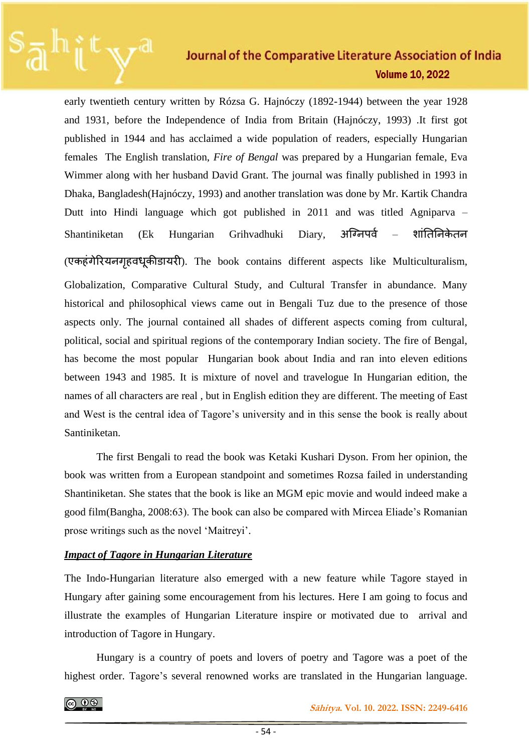early twentieth century written by Rózsa G. Hajnóczy (1892-1944) between the year 1928 and 1931, before the Independence of India from Britain (Hajnóczy, 1993) .It first got published in 1944 and has acclaimed a wide population of readers, especially Hungarian females The English translation, *Fire of Bengal* was prepared by a Hungarian female, Eva Wimmer along with her husband David Grant. The journal was finally published in 1993 in Dhaka, Bangladesh(Hajnóczy, 1993) and another translation was done by Mr. Kartik Chandra Dutt into Hindi language which got published in 2011 and was titled Agniparva – Shantiniketan (Ek Hungarian Grihvadhuki Diary, अग्निपर्व – शांतिनिकेतन (एकहंगेरियनगृहवधूकीडायरी). The book contains different aspects like Multiculturalism, Globalization, Comparative Cultural Study, and Cultural Transfer in abundance. Many historical and philosophical views came out in Bengali Tuz due to the presence of those aspects only. The journal contained all shades of different aspects coming from cultural, political, social and spiritual regions of the contemporary Indian society. The fire of Bengal, has become the most popular Hungarian book about India and ran into eleven editions between 1943 and 1985. It is mixture of novel and travelogue In Hungarian edition, the names of all characters are real , but in English edition they are different. The meeting of East and West is the central idea of Tagore's university and in this sense the book is really about Santiniketan.

The first Bengali to read the book was Ketaki Kushari Dyson. From her opinion, the book was written from a European standpoint and sometimes Rozsa failed in understanding Shantiniketan. She states that the book is like an MGM epic movie and would indeed make a good film(Bangha, 2008:63). The book can also be compared with Mircea Eliade's Romanian prose writings such as the novel 'Maitreyi'.

***Impact of Tagore in Hungarian Literature***

The Indo-Hungarian literature also emerged with a new feature while Tagore stayed in Hungary after gaining some encouragement from his lectures. Here I am going to focus and illustrate the examples of Hungarian Literature inspire or motivated due to arrival and introduction of Tagore in Hungary.

Hungary is a country of poets and lovers of poetry and Tagore was a poet of the highest order. Tagore's several renowned works are translated in the Hungarian language.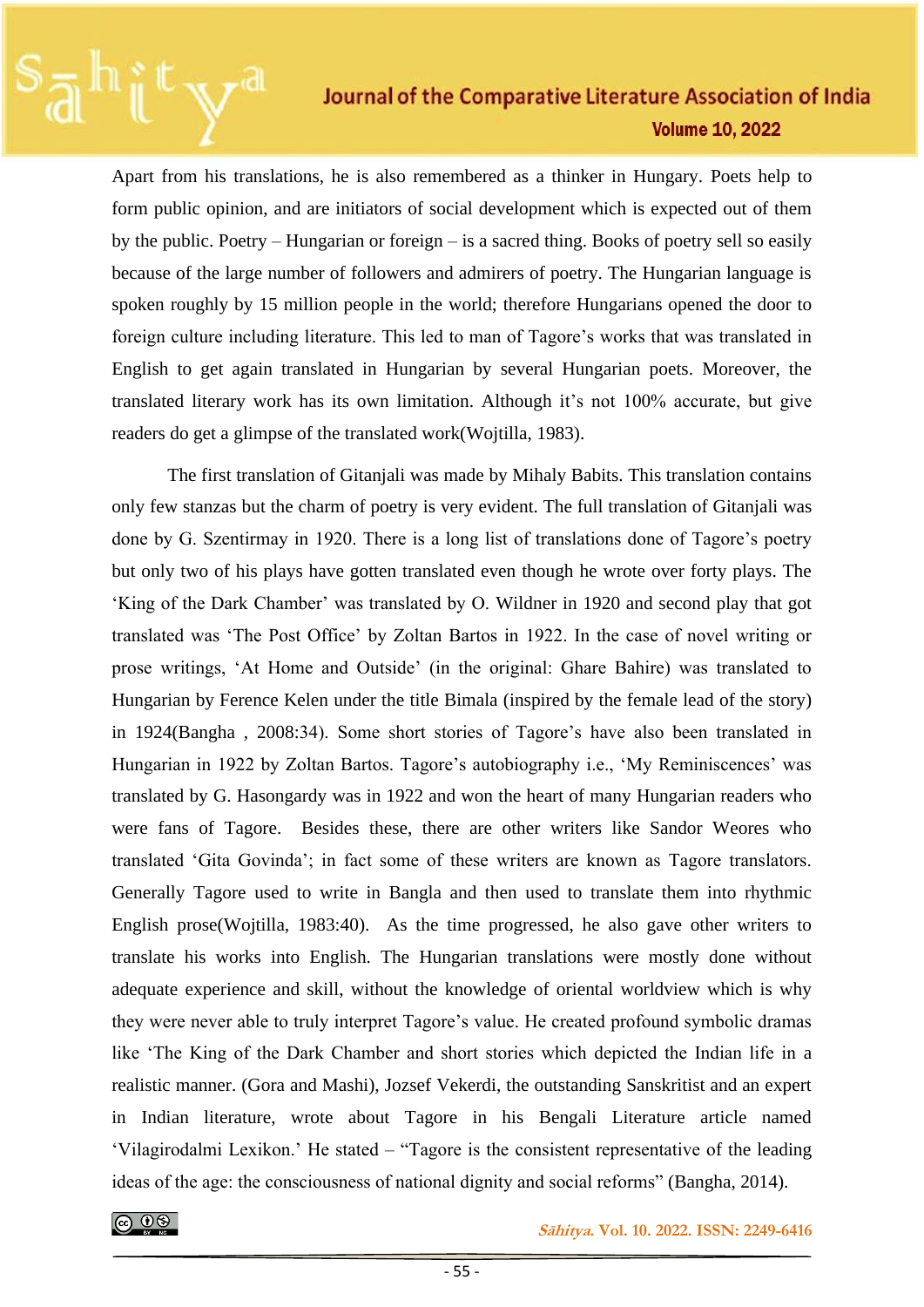Apart from his translations, he is also remembered as a thinker in Hungary. Poets help to form public opinion, and are initiators of social development which is expected out of them by the public. Poetry – Hungarian or foreign – is a sacred thing. Books of poetry sell so easily because of the large number of followers and admirers of poetry. The Hungarian language is spoken roughly by 15 million people in the world; therefore Hungarians opened the door to foreign culture including literature. This led to man of Tagore's works that was translated in English to get again translated in Hungarian by several Hungarian poets. Moreover, the translated literary work has its own limitation. Although it's not 100% accurate, but give readers do get a glimpse of the translated work(Wojtilla, 1983).

The first translation of Gitanjali was made by Mihaly Babits. This translation contains only few stanzas but the charm of poetry is very evident. The full translation of Gitanjali was done by G. Szentirmay in 1920. There is a long list of translations done of Tagore's poetry but only two of his plays have gotten translated even though he wrote over forty plays. The 'King of the Dark Chamber' was translated by O. Wildner in 1920 and second play that got translated was 'The Post Office' by Zoltan Bartos in 1922. In the case of novel writing or prose writings, 'At Home and Outside' (in the original: Ghare Bahire) was translated to Hungarian by Ference Kelen under the title Bimala (inspired by the female lead of the story) in 1924(Bangha , 2008:34). Some short stories of Tagore's have also been translated in Hungarian in 1922 by Zoltan Bartos. Tagore's autobiography i.e., 'My Reminiscences' was translated by G. Hasongardy was in 1922 and won the heart of many Hungarian readers who were fans of Tagore. Besides these, there are other writers like Sandor Weores who translated 'Gita Govinda'; in fact some of these writers are known as Tagore translators. Generally Tagore used to write in Bangla and then used to translate them into rhythmic English prose(Wojtilla, 1983:40). As the time progressed, he also gave other writers to translate his works into English. The Hungarian translations were mostly done without adequate experience and skill, without the knowledge of oriental worldview which is why they were never able to truly interpret Tagore's value. He created profound symbolic dramas like 'The King of the Dark Chamber and short stories which depicted the Indian life in a realistic manner. (Gora and Mashi), Jozsef Vekerdi, the outstanding Sanskritist and an expert in Indian literature, wrote about Tagore in his Bengali Literature article named 'Vilagirodalmi Lexikon.' He stated – "Tagore is the consistent representative of the leading ideas of the age: the consciousness of national dignity and social reforms" (Bangha, 2014).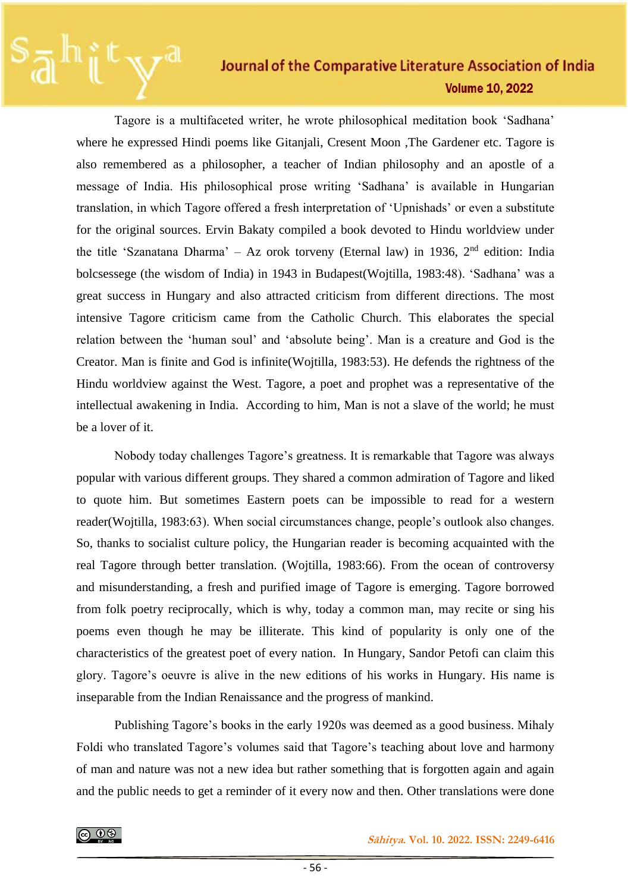Tagore is a multifaceted writer, he wrote philosophical meditation book 'Sadhana' where he expressed Hindi poems like Gitanjali, Cresent Moon ,The Gardener etc. Tagore is also remembered as a philosopher, a teacher of Indian philosophy and an apostle of a message of India. His philosophical prose writing 'Sadhana' is available in Hungarian translation, in which Tagore offered a fresh interpretation of 'Upnishads' or even a substitute for the original sources. Ervin Bakaty compiled a book devoted to Hindu worldview under the title 'Szanatana Dharma' – Az orok torveny (Eternal law) in 1936, 2nd edition: India bolcsessege (the wisdom of India) in 1943 in Budapest(Wojtilla, 1983:48). 'Sadhana' was a great success in Hungary and also attracted criticism from different directions. The most intensive Tagore criticism came from the Catholic Church. This elaborates the special relation between the 'human soul' and 'absolute being'. Man is a creature and God is the Creator. Man is finite and God is infinite(Wojtilla, 1983:53). He defends the rightness of the Hindu worldview against the West. Tagore, a poet and prophet was a representative of the intellectual awakening in India. According to him, Man is not a slave of the world; he must be a lover of it.

Nobody today challenges Tagore's greatness. It is remarkable that Tagore was always popular with various different groups. They shared a common admiration of Tagore and liked to quote him. But sometimes Eastern poets can be impossible to read for a western reader(Wojtilla, 1983:63). When social circumstances change, people's outlook also changes. So, thanks to socialist culture policy, the Hungarian reader is becoming acquainted with the real Tagore through better translation. (Wojtilla, 1983:66). From the ocean of controversy and misunderstanding, a fresh and purified image of Tagore is emerging. Tagore borrowed from folk poetry reciprocally, which is why, today a common man, may recite or sing his poems even though he may be illiterate. This kind of popularity is only one of the characteristics of the greatest poet of every nation. In Hungary, Sandor Petofi can claim this glory. Tagore's oeuvre is alive in the new editions of his works in Hungary. His name is inseparable from the Indian Renaissance and the progress of mankind.

Publishing Tagore's books in the early 1920s was deemed as a good business. Mihaly Foldi who translated Tagore's volumes said that Tagore's teaching about love and harmony of man and nature was not a new idea but rather something that is forgotten again and again and the public needs to get a reminder of it every now and then. Other translations were done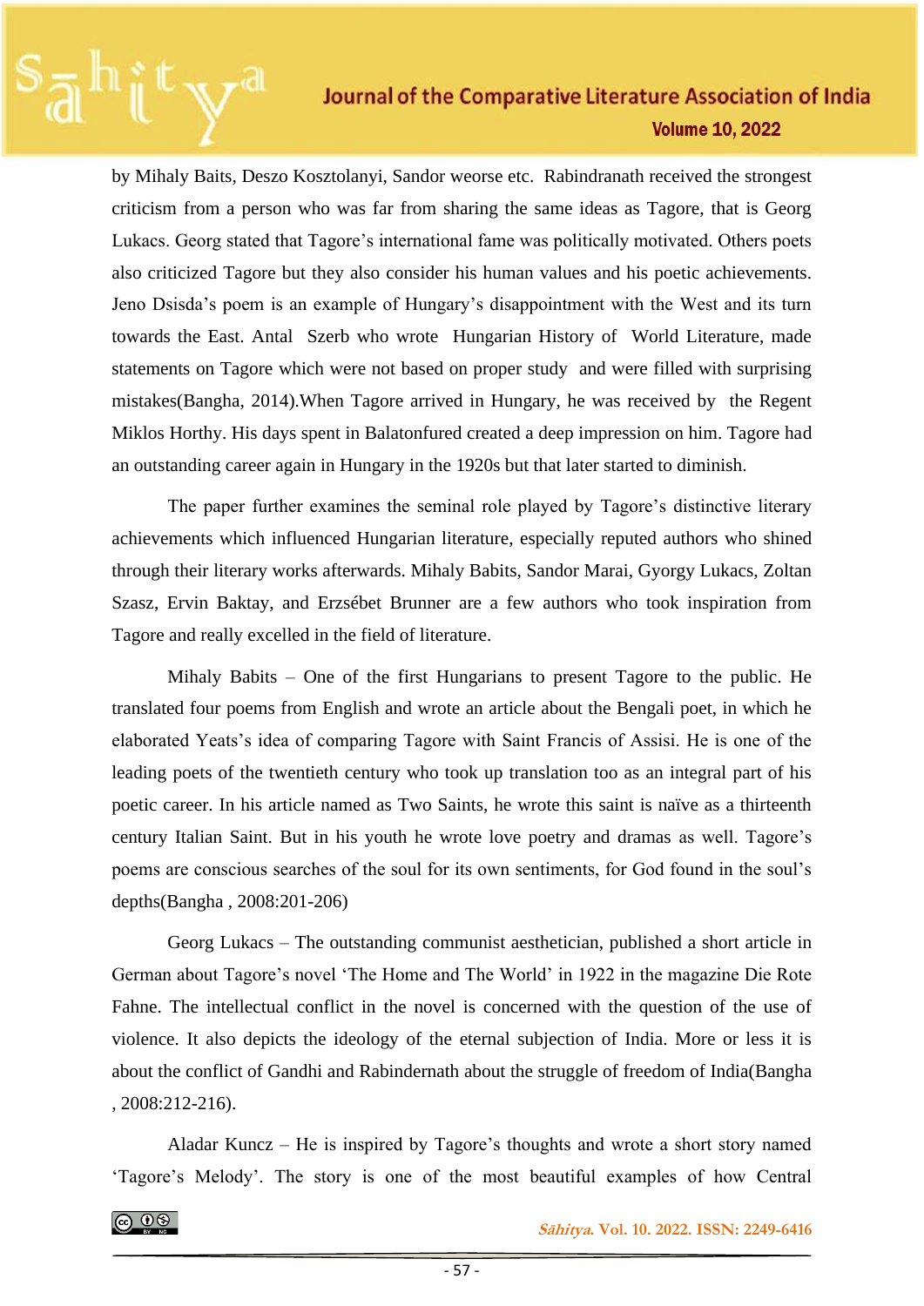by Mihaly Baits, Deszo Kosztolanyi, Sandor weorse etc. Rabindranath received the strongest criticism from a person who was far from sharing the same ideas as Tagore, that is Georg Lukacs. Georg stated that Tagore's international fame was politically motivated. Others poets also criticized Tagore but they also consider his human values and his poetic achievements. Jeno Dsisda's poem is an example of Hungary's disappointment with the West and its turn towards the East. Antal Szerb who wrote Hungarian History of World Literature, made statements on Tagore which were not based on proper study and were filled with surprising mistakes(Bangha, 2014).When Tagore arrived in Hungary, he was received by the Regent Miklos Horthy. His days spent in Balatonfured created a deep impression on him. Tagore had an outstanding career again in Hungary in the 1920s but that later started to diminish.

The paper further examines the seminal role played by Tagore's distinctive literary achievements which influenced Hungarian literature, especially reputed authors who shined through their literary works afterwards. Mihaly Babits, Sandor Marai, Gyorgy Lukacs, Zoltan Szasz, Ervin Baktay, and Erzsébet Brunner are a few authors who took inspiration from Tagore and really excelled in the field of literature.

Mihaly Babits – One of the first Hungarians to present Tagore to the public. He translated four poems from English and wrote an article about the Bengali poet, in which he elaborated Yeats's idea of comparing Tagore with Saint Francis of Assisi. He is one of the leading poets of the twentieth century who took up translation too as an integral part of his poetic career. In his article named as Two Saints, he wrote this saint is naïve as a thirteenth century Italian Saint. But in his youth he wrote love poetry and dramas as well. Tagore's poems are conscious searches of the soul for its own sentiments, for God found in the soul's depths(Bangha , 2008:201-206)

Georg Lukacs – The outstanding communist aesthetician, published a short article in German about Tagore's novel 'The Home and The World' in 1922 in the magazine Die Rote Fahne. The intellectual conflict in the novel is concerned with the question of the use of violence. It also depicts the ideology of the eternal subjection of India. More or less it is about the conflict of Gandhi and Rabindernath about the struggle of freedom of India(Bangha , 2008:212-216).

Aladar Kuncz – He is inspired by Tagore's thoughts and wrote a short story named 'Tagore's Melody'. The story is one of the most beautiful examples of how Central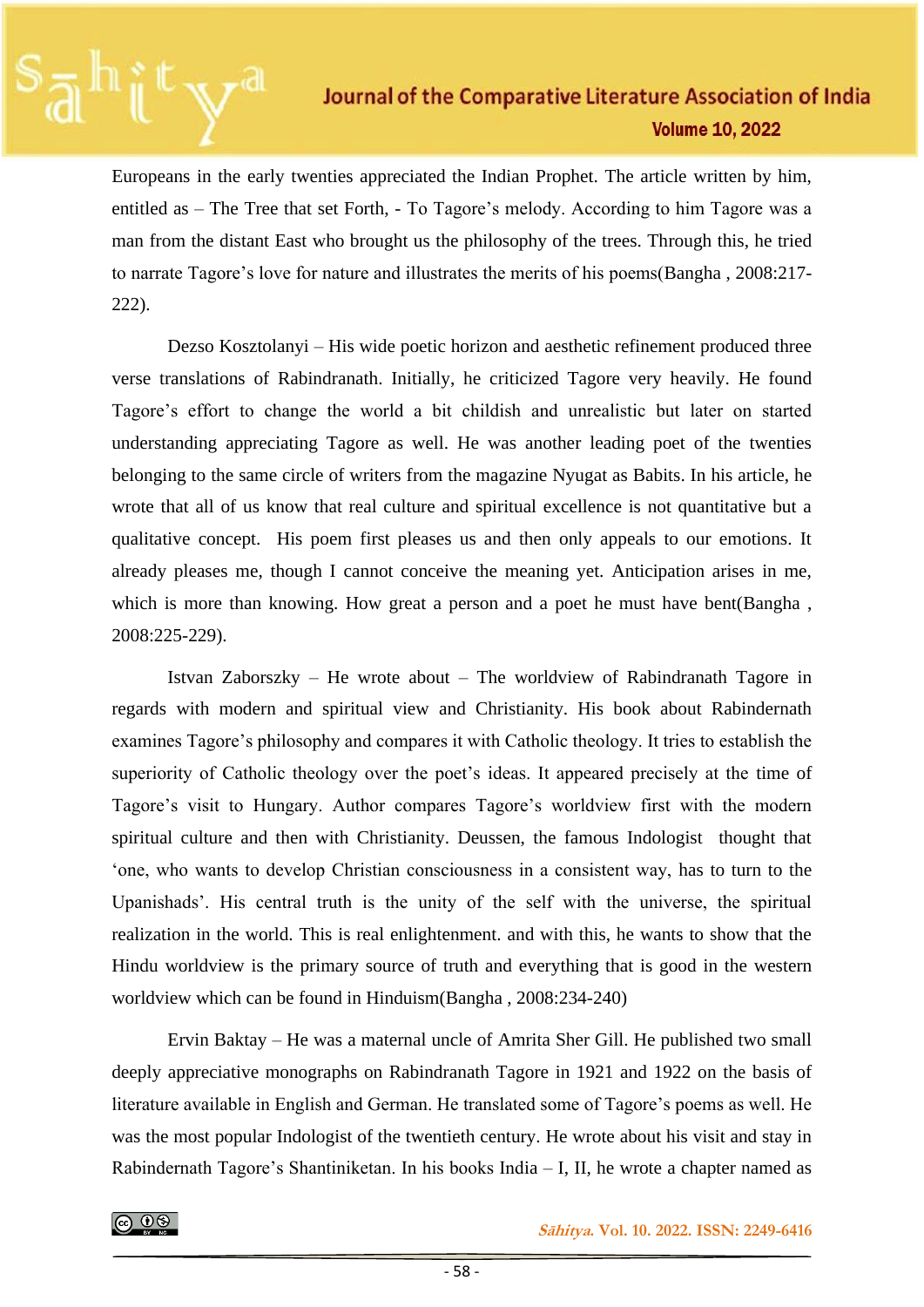Europeans in the early twenties appreciated the Indian Prophet. The article written by him, entitled as – The Tree that set Forth, - To Tagore's melody. According to him Tagore was a man from the distant East who brought us the philosophy of the trees. Through this, he tried to narrate Tagore's love for nature and illustrates the merits of his poems(Bangha , 2008:217-222).

Dezso Kosztolanyi – His wide poetic horizon and aesthetic refinement produced three verse translations of Rabindranath. Initially, he criticized Tagore very heavily. He found Tagore's effort to change the world a bit childish and unrealistic but later on started understanding appreciating Tagore as well. He was another leading poet of the twenties belonging to the same circle of writers from the magazine Nyugat as Babits. In his article, he wrote that all of us know that real culture and spiritual excellence is not quantitative but a qualitative concept. His poem first pleases us and then only appeals to our emotions. It already pleases me, though I cannot conceive the meaning yet. Anticipation arises in me, which is more than knowing. How great a person and a poet he must have bent(Bangha , 2008:225-229).

Istvan Zaborszky – He wrote about – The worldview of Rabindranath Tagore in regards with modern and spiritual view and Christianity. His book about Rabindernath examines Tagore's philosophy and compares it with Catholic theology. It tries to establish the superiority of Catholic theology over the poet's ideas. It appeared precisely at the time of Tagore's visit to Hungary. Author compares Tagore's worldview first with the modern spiritual culture and then with Christianity. Deussen, the famous Indologist thought that 'one, who wants to develop Christian consciousness in a consistent way, has to turn to the Upanishads'. His central truth is the unity of the self with the universe, the spiritual realization in the world. This is real enlightenment. and with this, he wants to show that the Hindu worldview is the primary source of truth and everything that is good in the western worldview which can be found in Hinduism(Bangha , 2008:234-240)

Ervin Baktay – He was a maternal uncle of Amrita Sher Gill. He published two small deeply appreciative monographs on Rabindranath Tagore in 1921 and 1922 on the basis of literature available in English and German. He translated some of Tagore's poems as well. He was the most popular Indologist of the twentieth century. He wrote about his visit and stay in Rabindernath Tagore's Shantiniketan. In his books India – I, II, he wrote a chapter named as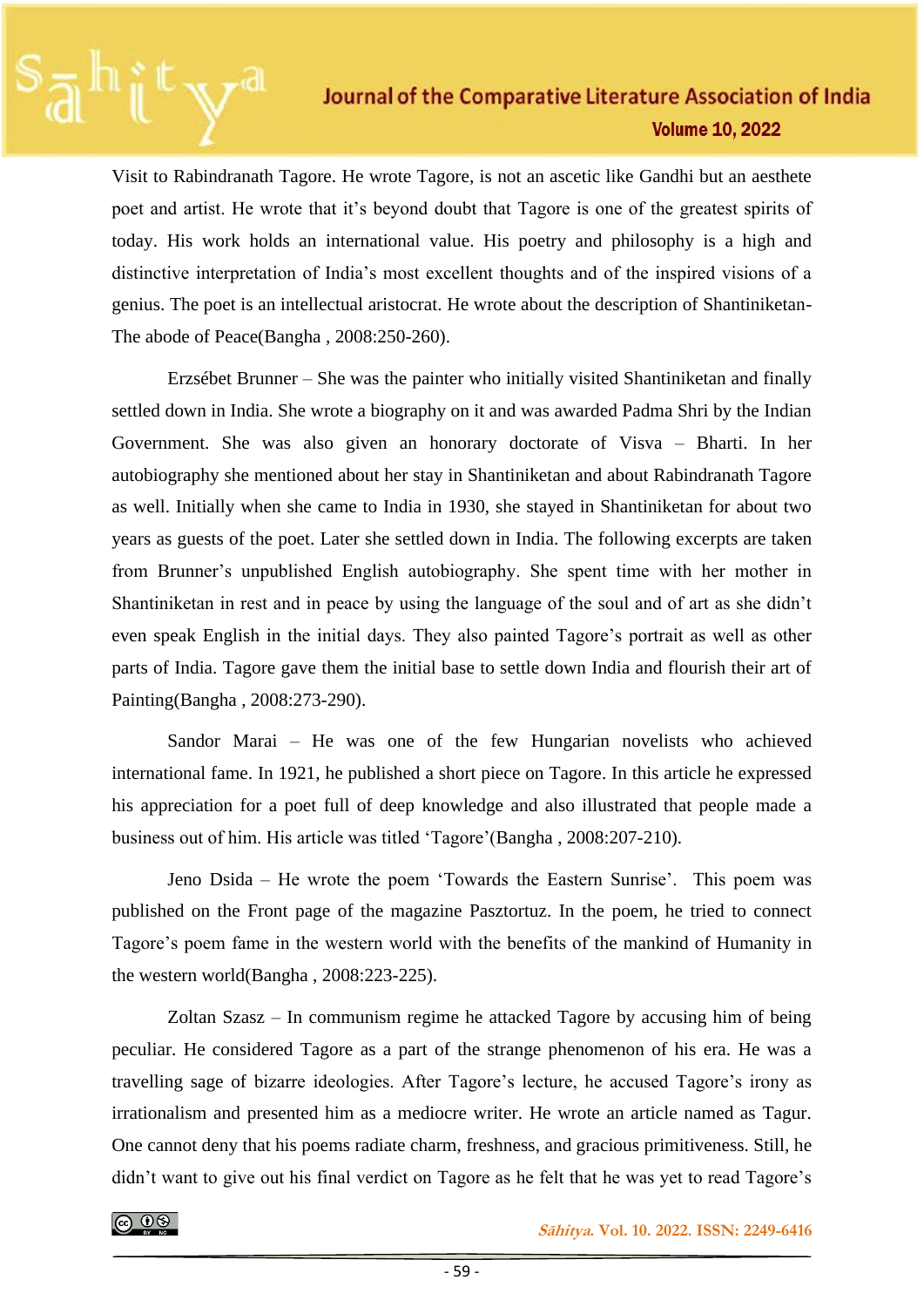Visit to Rabindranath Tagore. He wrote Tagore, is not an ascetic like Gandhi but an aesthete poet and artist. He wrote that it's beyond doubt that Tagore is one of the greatest spirits of today. His work holds an international value. His poetry and philosophy is a high and distinctive interpretation of India's most excellent thoughts and of the inspired visions of a genius. The poet is an intellectual aristocrat. He wrote about the description of Shantiniketan- The abode of Peace(Bangha , 2008:250-260).

Erzsébet Brunner – She was the painter who initially visited Shantiniketan and finally settled down in India. She wrote a biography on it and was awarded Padma Shri by the Indian Government. She was also given an honorary doctorate of Visva – Bharti. In her autobiography she mentioned about her stay in Shantiniketan and about Rabindranath Tagore as well. Initially when she came to India in 1930, she stayed in Shantiniketan for about two years as guests of the poet. Later she settled down in India. The following excerpts are taken from Brunner's unpublished English autobiography. She spent time with her mother in Shantiniketan in rest and in peace by using the language of the soul and of art as she didn't even speak English in the initial days. They also painted Tagore's portrait as well as other parts of India. Tagore gave them the initial base to settle down India and flourish their art of Painting(Bangha , 2008:273-290).

Sandor Marai – He was one of the few Hungarian novelists who achieved international fame. In 1921, he published a short piece on Tagore. In this article he expressed his appreciation for a poet full of deep knowledge and also illustrated that people made a business out of him. His article was titled 'Tagore'(Bangha , 2008:207-210).

Jeno Dsida – He wrote the poem 'Towards the Eastern Sunrise'. This poem was published on the Front page of the magazine Pasztortuz. In the poem, he tried to connect Tagore's poem fame in the western world with the benefits of the mankind of Humanity in the western world(Bangha , 2008:223-225).

Zoltan Szasz – In communism regime he attacked Tagore by accusing him of being peculiar. He considered Tagore as a part of the strange phenomenon of his era. He was a travelling sage of bizarre ideologies. After Tagore's lecture, he accused Tagore's irony as irrationalism and presented him as a mediocre writer. He wrote an article named as Tagur. One cannot deny that his poems radiate charm, freshness, and gracious primitiveness. Still, he didn't want to give out his final verdict on Tagore as he felt that he was yet to read Tagore's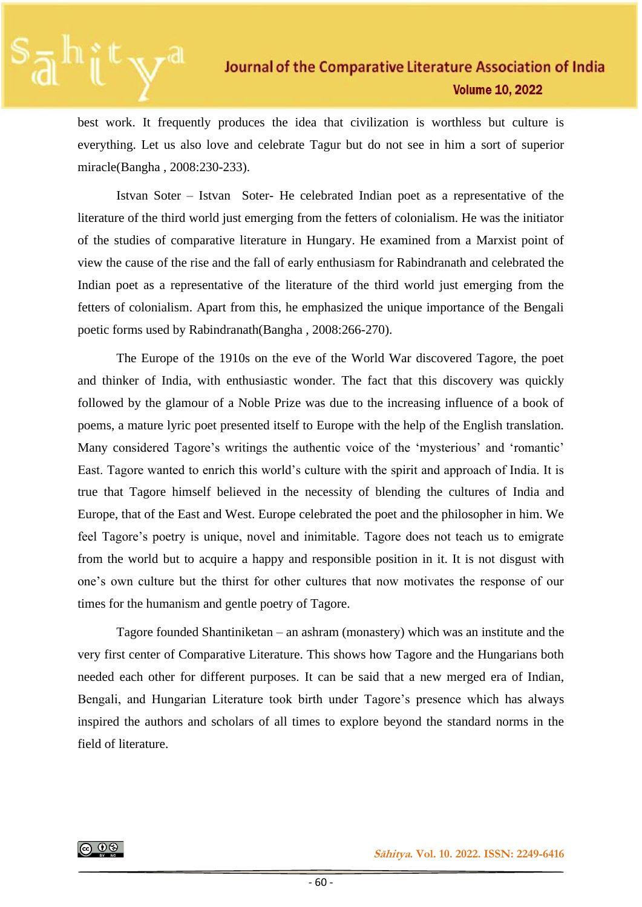best work. It frequently produces the idea that civilization is worthless but culture is everything. Let us also love and celebrate Tagur but do not see in him a sort of superior miracle(Bangha , 2008:230-233).

Istvan Soter – Istvan Soter- He celebrated Indian poet as a representative of the literature of the third world just emerging from the fetters of colonialism. He was the initiator of the studies of comparative literature in Hungary. He examined from a Marxist point of view the cause of the rise and the fall of early enthusiasm for Rabindranath and celebrated the Indian poet as a representative of the literature of the third world just emerging from the fetters of colonialism. Apart from this, he emphasized the unique importance of the Bengali poetic forms used by Rabindranath(Bangha , 2008:266-270).

The Europe of the 1910s on the eve of the World War discovered Tagore, the poet and thinker of India, with enthusiastic wonder. The fact that this discovery was quickly followed by the glamour of a Noble Prize was due to the increasing influence of a book of poems, a mature lyric poet presented itself to Europe with the help of the English translation. Many considered Tagore's writings the authentic voice of the 'mysterious' and 'romantic' East. Tagore wanted to enrich this world's culture with the spirit and approach of India. It is true that Tagore himself believed in the necessity of blending the cultures of India and Europe, that of the East and West. Europe celebrated the poet and the philosopher in him. We feel Tagore's poetry is unique, novel and inimitable. Tagore does not teach us to emigrate from the world but to acquire a happy and responsible position in it. It is not disgust with one's own culture but the thirst for other cultures that now motivates the response of our times for the humanism and gentle poetry of Tagore.

Tagore founded Shantiniketan – an ashram (monastery) which was an institute and the very first center of Comparative Literature. This shows how Tagore and the Hungarians both needed each other for different purposes. It can be said that a new merged era of Indian, Bengali, and Hungarian Literature took birth under Tagore's presence which has always inspired the authors and scholars of all times to explore beyond the standard norms in the field of literature.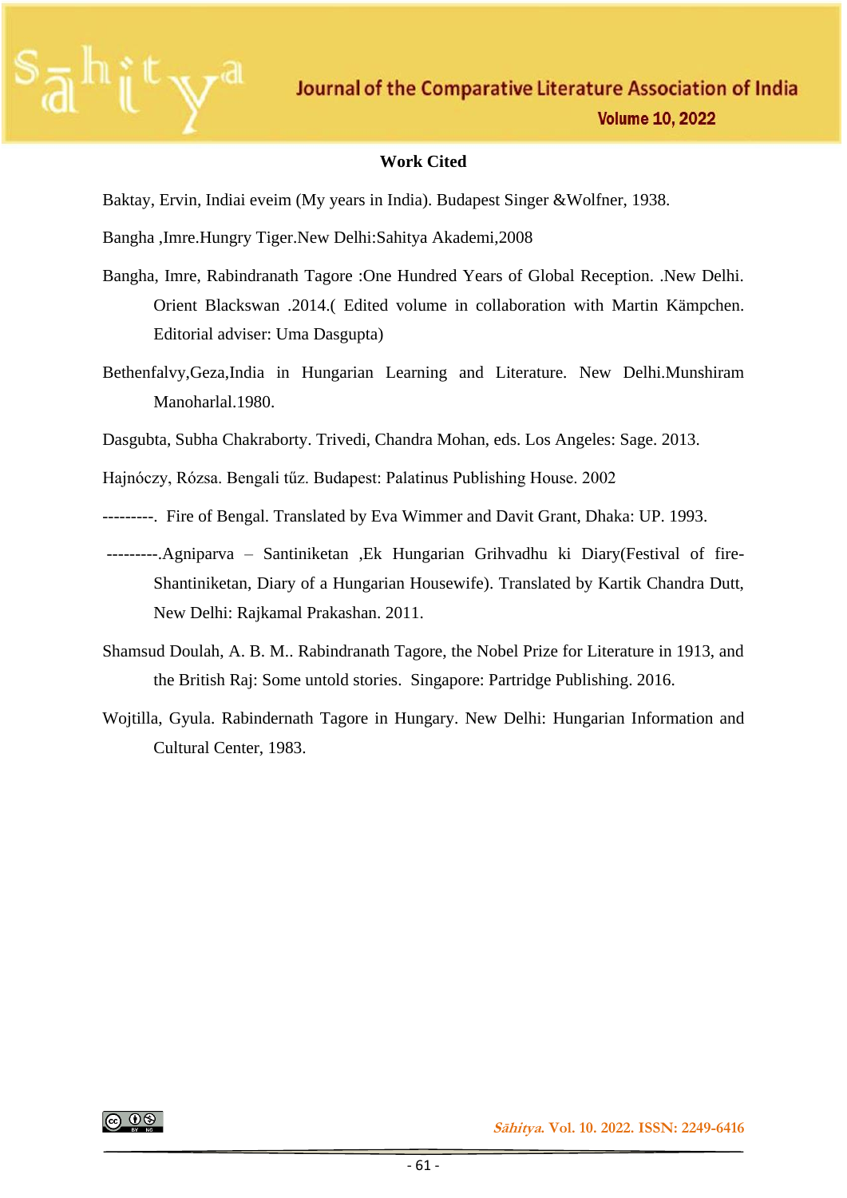## Work Cited

Baktay, Ervin, Indiai eveim (My years in India). Budapest Singer &Wolfner, 1938.

Bangha ,Imre.Hungry Tiger.New Delhi:Sahitya Akademi,2008

Bangha, Imre, Rabindranath Tagore :One Hundred Years of Global Reception. .New Delhi. Orient Blackswan .2014.( Edited volume in collaboration with Martin Kämpchen. Editorial adviser: Uma Dasgupta)

Bethenfalvy,Geza,India in Hungarian Learning and Literature. New Delhi.Munshiram Manoharlal.1980.

Dasgubta, Subha Chakraborty. Trivedi, Chandra Mohan, eds. Los Angeles: Sage. 2013.

Hajnóczy, Rózsa. Bengali tűz. Budapest: Palatinus Publishing House. 2002

---------. Fire of Bengal. Translated by Eva Wimmer and Davit Grant, Dhaka: UP. 1993.

---------.Agniparva – Santiniketan ,Ek Hungarian Grihvadhu ki Diary(Festival of fire-Shantiniketan, Diary of a Hungarian Housewife). Translated by Kartik Chandra Dutt, New Delhi: Rajkamal Prakashan. 2011.

Shamsud Doulah, A. B. M.. Rabindranath Tagore, the Nobel Prize for Literature in 1913, and the British Raj: Some untold stories. Singapore: Partridge Publishing. 2016.

Wojtilla, Gyula. Rabindernath Tagore in Hungary. New Delhi: Hungarian Information and Cultural Center, 1983.